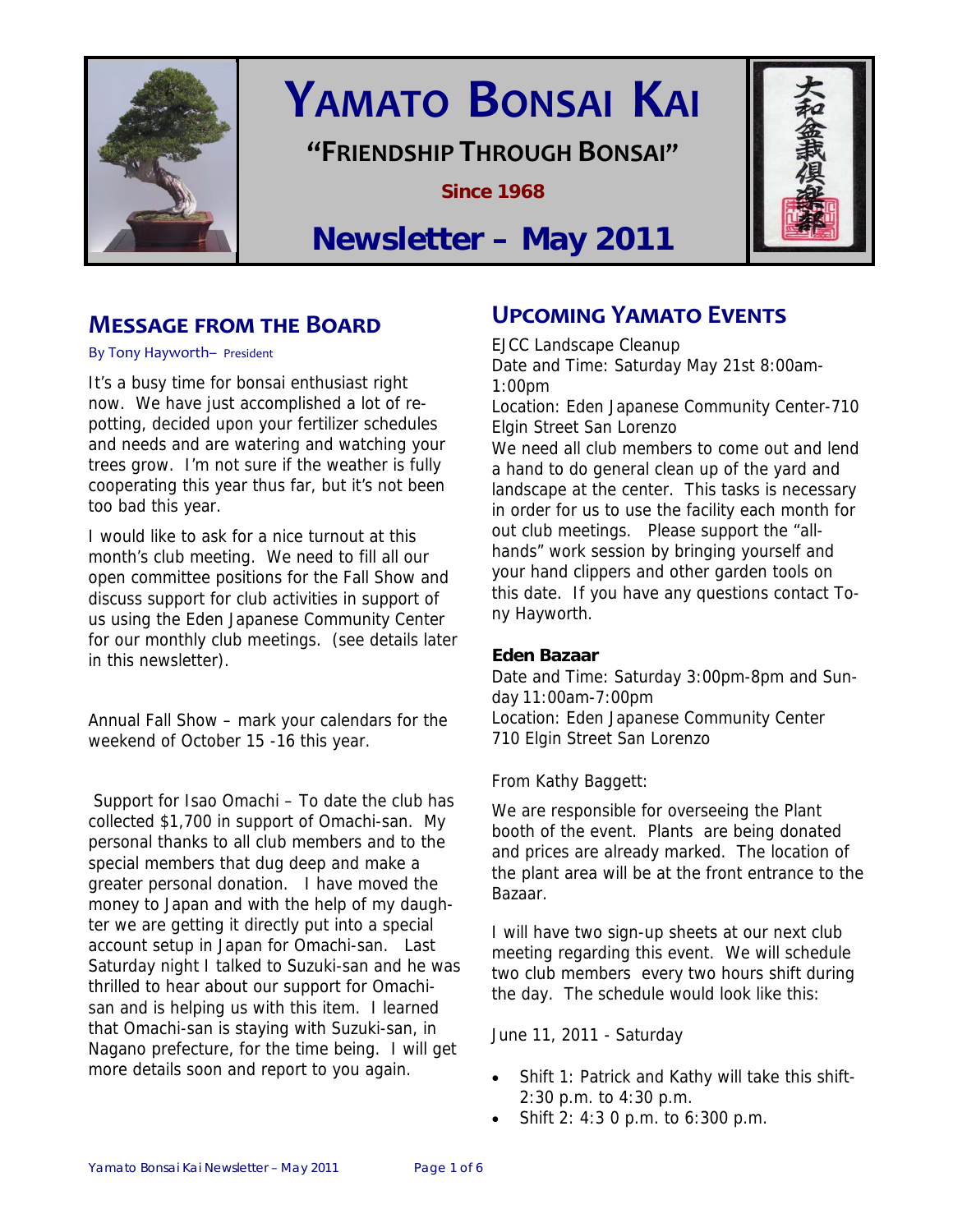# YAMATO BONSAI KAI

**"FRIENDSHIP THROUGH BONSAI"**

**Since 1968**

## Newsletter – May 2011

大和盆栽倶楽部

## MESSAGE FROM THE BOARD

By Tony Hayworth– President

It's a busy time for bonsai enthusiast right now. We have just accomplished a lot of re-potting, decided upon your fertilizer schedules and needs and are watering and watching your trees grow. I'm not sure if the weather is fully cooperating this year thus far, but it's not been too bad this year.

I would like to ask for a nice turnout at this month's club meeting. We need to fill all our open committee positions for the Fall Show and discuss support for club activities in support of us using the Eden Japanese Community Center for our monthly club meetings. (see details later in this newsletter).

Annual Fall Show – mark your calendars for the weekend of October 15 -16 this year.

Support for Isao Omachi – To date the club has collected $1,700 in support of Omachi-san. My personal thanks to all club members and to the special members that dug deep and make a greater personal donation. I have moved the money to Japan and with the help of my daughter we are getting it directly put into a special account setup in Japan for Omachi-san. Last Saturday night I talked to Suzuki-san and he was thrilled to hear about our support for Omachi-san and is helping us with this item. I learned that Omachi-san is staying with Suzuki-san, in Nagano prefecture, for the time being. I will get more details soon and report to you again.

## UPCOMING YAMATO EVENTS

EJCC Landscape Cleanup
Date and Time: Saturday May 21st 8:00am-1:00pm
Location: Eden Japanese Community Center-710 Elgin Street San Lorenzo
We need all club members to come out and lend a hand to do general clean up of the yard and landscape at the center. This tasks is necessary in order for us to use the facility each month for out club meetings. Please support the "all-hands" work session by bringing yourself and your hand clippers and other garden tools on this date. If you have any questions contact Tony Hayworth.

**Eden Bazaar**
Date and Time: Saturday 3:00pm-8pm and Sunday 11:00am-7:00pm
Location: Eden Japanese Community Center
710 Elgin Street San Lorenzo

From Kathy Baggett:

We are responsible for overseeing the Plant booth of the event. Plants are being donated and prices are already marked. The location of the plant area will be at the front entrance to the Bazaar.

I will have two sign-up sheets at our next club meeting regarding this event. We will schedule two club members every two hours shift during the day. The schedule would look like this:

June 11, 2011 - Saturday

- Shift 1: Patrick and Kathy will take this shift- 2:30 p.m. to 4:30 p.m.
- Shift 2: 4:3 0 p.m. to 6:300 p.m.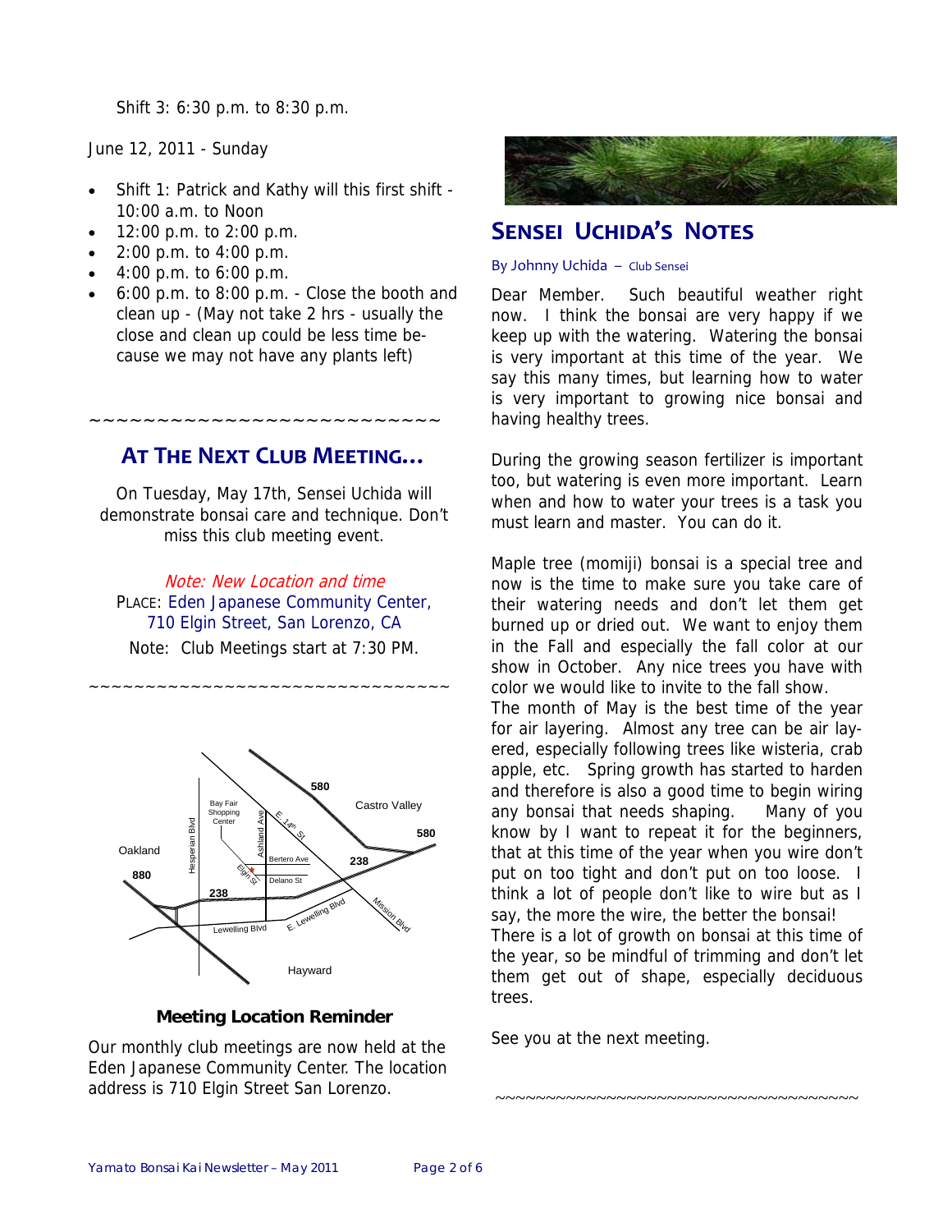Shift 3: 6:30 p.m. to 8:30 p.m.

June 12, 2011 - Sunday

- Shift 1: Patrick and Kathy will this first shift - 10:00 a.m. to Noon
- 12:00 p.m. to 2:00 p.m.
- 2:00 p.m. to 4:00 p.m.
- 4:00 p.m. to 6:00 p.m.
- 6:00 p.m. to 8:00 p.m. - Close the booth and clean up - (May not take 2 hrs - usually the close and clean up could be less time because we may not have any plants left)

~~~~~~~~~~~~~~~~~~~~~~~~~~

## At The Next Club Meeting…

On Tuesday, May 17th, Sensei Uchida will demonstrate bonsai care and technique. Don't miss this club meeting event.

*Note: New Location and time*

PLACE: Eden Japanese Community Center, 710 Elgin Street, San Lorenzo, CA

Note: Club Meetings start at 7:30 PM.

~~~~~~~~~~~~~~~~~~~~~~~~~~~~~~~~

**Meeting Location Reminder**

Our monthly club meetings are now held at the Eden Japanese Community Center. The location address is 710 Elgin Street San Lorenzo.

## Sensei Uchida's Notes

By Johnny Uchida – Club Sensei

Dear Member. Such beautiful weather right now. I think the bonsai are very happy if we keep up with the watering. Watering the bonsai is very important at this time of the year. We say this many times, but learning how to water is very important to growing nice bonsai and having healthy trees.

During the growing season fertilizer is important too, but watering is even more important. Learn when and how to water your trees is a task you must learn and master. You can do it.

Maple tree (momiji) bonsai is a special tree and now is the time to make sure you take care of their watering needs and don't let them get burned up or dried out. We want to enjoy them in the Fall and especially the fall color at our show in October. Any nice trees you have with color we would like to invite to the fall show.

The month of May is the best time of the year for air layering. Almost any tree can be air layered, especially following trees like wisteria, crab apple, etc. Spring growth has started to harden and therefore is also a good time to begin wiring any bonsai that needs shaping. Many of you know by I want to repeat it for the beginners, that at this time of the year when you wire don't put on too tight and don't put on too loose. I think a lot of people don't like to wire but as I say, the more the wire, the better the bonsai!

There is a lot of growth on bonsai at this time of the year, so be mindful of trimming and don't let them get out of shape, especially deciduous trees.

See you at the next meeting.

~~~~~~~~~~~~~~~~~~~~~~~~~~~~~~~~~~~~~~~~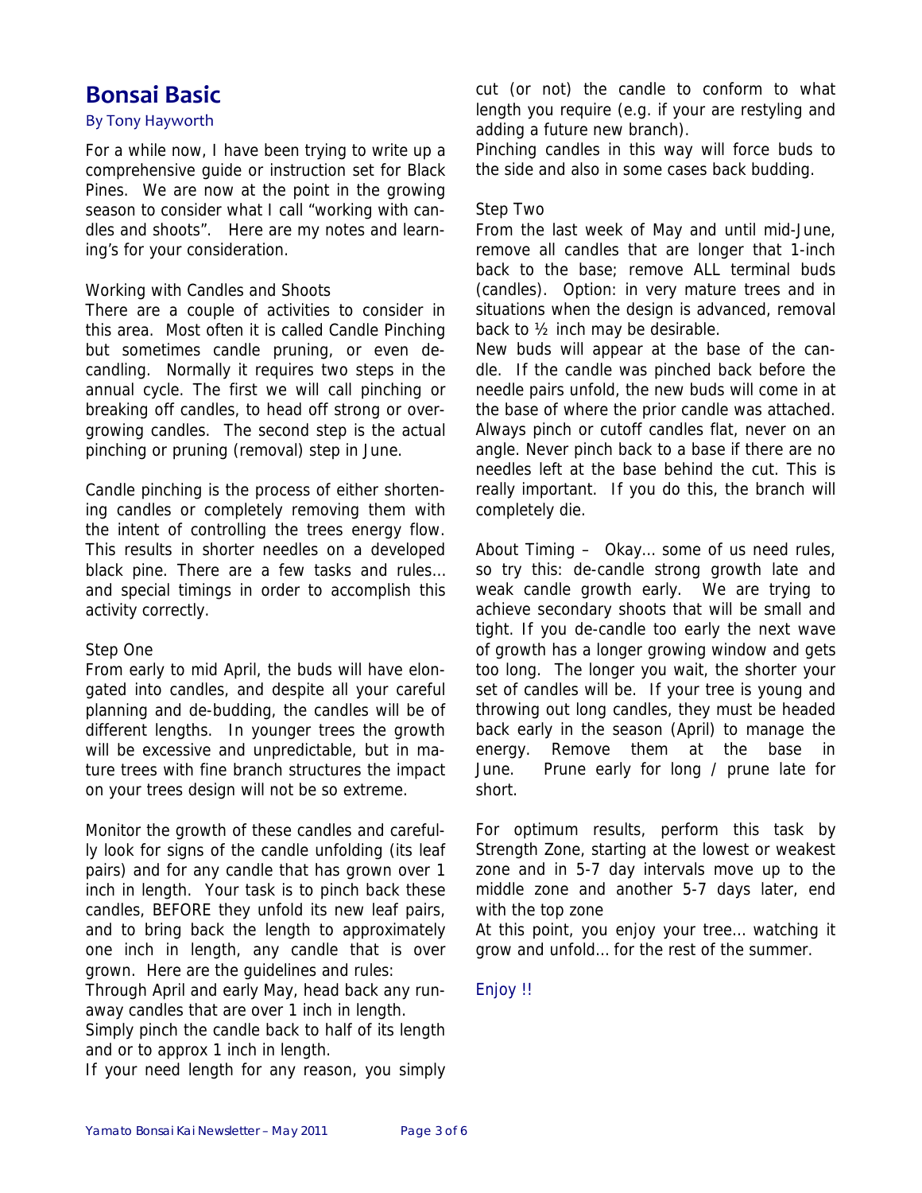# Bonsai Basic

By Tony Hayworth

For a while now, I have been trying to write up a comprehensive guide or instruction set for Black Pines. We are now at the point in the growing season to consider what I call "working with candles and shoots". Here are my notes and learning's for your consideration.

Working with Candles and Shoots

There are a couple of activities to consider in this area. Most often it is called Candle Pinching but sometimes candle pruning, or even decandling. Normally it requires two steps in the annual cycle. The first we will call pinching or breaking off candles, to head off strong or overgrowing candles. The second step is the actual pinching or pruning (removal) step in June.

Candle pinching is the process of either shortening candles or completely removing them with the intent of controlling the trees energy flow. This results in shorter needles on a developed black pine. There are a few tasks and rules… and special timings in order to accomplish this activity correctly.

Step One

From early to mid April, the buds will have elongated into candles, and despite all your careful planning and de-budding, the candles will be of different lengths. In younger trees the growth will be excessive and unpredictable, but in mature trees with fine branch structures the impact on your trees design will not be so extreme.

Monitor the growth of these candles and carefully look for signs of the candle unfolding (its leaf pairs) and for any candle that has grown over 1 inch in length. Your task is to pinch back these candles, BEFORE they unfold its new leaf pairs, and to bring back the length to approximately one inch in length, any candle that is over grown. Here are the guidelines and rules:

Through April and early May, head back any runaway candles that are over 1 inch in length.

Simply pinch the candle back to half of its length and or to approx 1 inch in length.

If your need length for any reason, you simply cut (or not) the candle to conform to what length you require (e.g. if your are restyling and adding a future new branch).

Pinching candles in this way will force buds to the side and also in some cases back budding.

Step Two

From the last week of May and until mid-June, remove all candles that are longer that 1-inch back to the base; remove ALL terminal buds (candles). Option: in very mature trees and in situations when the design is advanced, removal back to ½ inch may be desirable.

New buds will appear at the base of the candle. If the candle was pinched back before the needle pairs unfold, the new buds will come in at the base of where the prior candle was attached. Always pinch or cutoff candles flat, never on an angle. Never pinch back to a base if there are no needles left at the base behind the cut. This is really important. If you do this, the branch will completely die.

About Timing – Okay… some of us need rules, so try this: de-candle strong growth late and weak candle growth early. We are trying to achieve secondary shoots that will be small and tight. If you de-candle too early the next wave of growth has a longer growing window and gets too long. The longer you wait, the shorter your set of candles will be. If your tree is young and throwing out long candles, they must be headed back early in the season (April) to manage the energy. Remove them at the base in June. Prune early for long / prune late for short.

For optimum results, perform this task by Strength Zone, starting at the lowest or weakest zone and in 5-7 day intervals move up to the middle zone and another 5-7 days later, end with the top zone

At this point, you enjoy your tree… watching it grow and unfold… for the rest of the summer.

Enjoy !!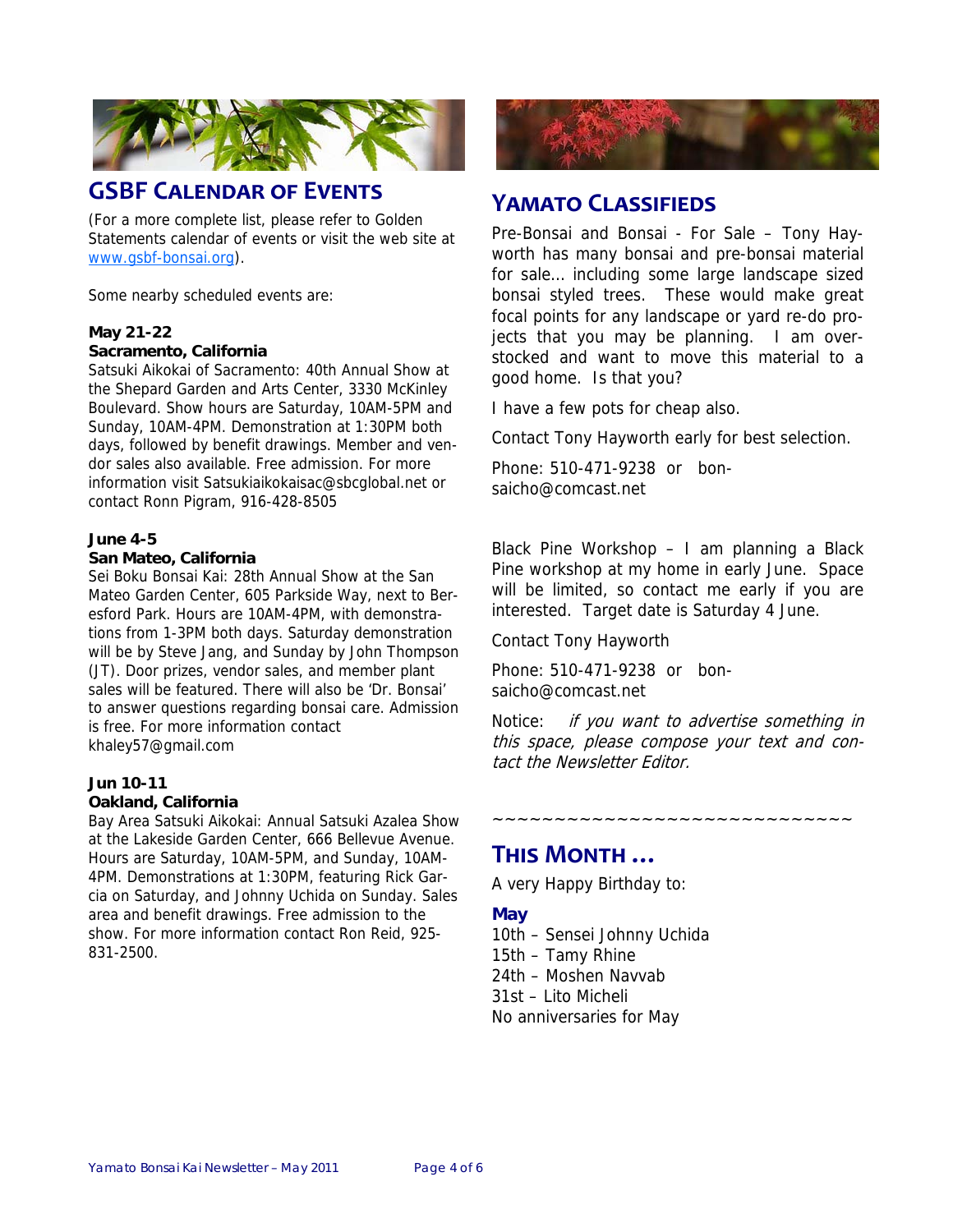## GSBF Calendar of Events

(For a more complete list, please refer to Golden Statements calendar of events or visit the web site at [www.gsbf-bonsai.org](http://www.gsbf-bonsai.org)).

Some nearby scheduled events are:

**May 21-22**
**Sacramento, California**
Satsuki Aikokai of Sacramento: 40th Annual Show at the Shepard Garden and Arts Center, 3330 McKinley Boulevard. Show hours are Saturday, 10AM-5PM and Sunday, 10AM-4PM. Demonstration at 1:30PM both days, followed by benefit drawings. Member and vendor sales also available. Free admission. For more information visit Satsukiaikokaisac@sbcglobal.net or contact Ronn Pigram, 916-428-8505

**June 4-5**
**San Mateo, California**
Sei Boku Bonsai Kai: 28th Annual Show at the San Mateo Garden Center, 605 Parkside Way, next to Beresford Park. Hours are 10AM-4PM, with demonstrations from 1-3PM both days. Saturday demonstration will be by Steve Jang, and Sunday by John Thompson (JT). Door prizes, vendor sales, and member plant sales will be featured. There will also be 'Dr. Bonsai' to answer questions regarding bonsai care. Admission is free. For more information contact khaley57@gmail.com

**Jun 10-11**
**Oakland, California**
Bay Area Satsuki Aikokai: Annual Satsuki Azalea Show at the Lakeside Garden Center, 666 Bellevue Avenue. Hours are Saturday, 10AM-5PM, and Sunday, 10AM-4PM. Demonstrations at 1:30PM, featuring Rick Garcia on Saturday, and Johnny Uchida on Sunday. Sales area and benefit drawings. Free admission to the show. For more information contact Ron Reid, 925-831-2500.

## Yamato Classifieds

Pre-Bonsai and Bonsai - For Sale – Tony Hayworth has many bonsai and pre-bonsai material for sale… including some large landscape sized bonsai styled trees. These would make great focal points for any landscape or yard re-do projects that you may be planning. I am overstocked and want to move this material to a good home. Is that you?

I have a few pots for cheap also.

Contact Tony Hayworth early for best selection.

Phone: 510-471-9238 or bonsaicho@comcast.net

Black Pine Workshop – I am planning a Black Pine workshop at my home in early June. Space will be limited, so contact me early if you are interested. Target date is Saturday 4 June.

Contact Tony Hayworth

Phone: 510-471-9238 or bonsaicho@comcast.net

Notice: *if you want to advertise something in this space, please compose your text and contact the Newsletter Editor.*

~~~~~~~~~~~~~~~~~~~~~~~~~~~~~~

## This Month …

A very Happy Birthday to:

**May**
10th – Sensei Johnny Uchida
15th – Tamy Rhine
24th – Moshen Navvab
31st – Lito Micheli
No anniversaries for May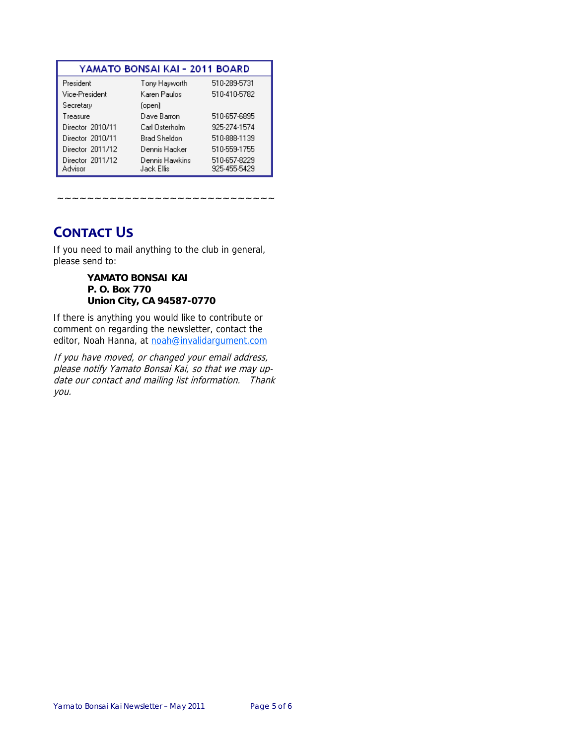| YAMATO BONSAI KAI - 2011 BOARD | | |
|---|---|---|
| President | Tony Hayworth | 510-289-5731 |
| Vice-President | Karen Paulos | 510-410-5782 |
| Secretary | (open) | |
| Treasure | Dave Barron | 510-657-6895 |
| Director 2010/11 | Carl Osterholm | 925-274-1574 |
| Director 2010/11 | Brad Sheldon | 510-888-1139 |
| Director 2011/12 | Dennis Hacker | 510-559-1755 |
| Director 2011/12 | Dennis Hawkins | 510-657-8229 |
| Advisor | Jack Ellis | 925-455-5429 |

~~~~~~~~~~~~~~~~~~~~~~~~~~~~~

## CONTACT US

If you need to mail anything to the club in general, please send to:

**YAMATO BONSAI KAI**
**P. O. Box 770**
**Union City, CA 94587-0770**

If there is anything you would like to contribute or comment on regarding the newsletter, contact the editor, Noah Hanna, at noah@invalidargument.com

*If you have moved, or changed your email address, please notify Yamato Bonsai Kai, so that we may update our contact and mailing list information. Thank you.*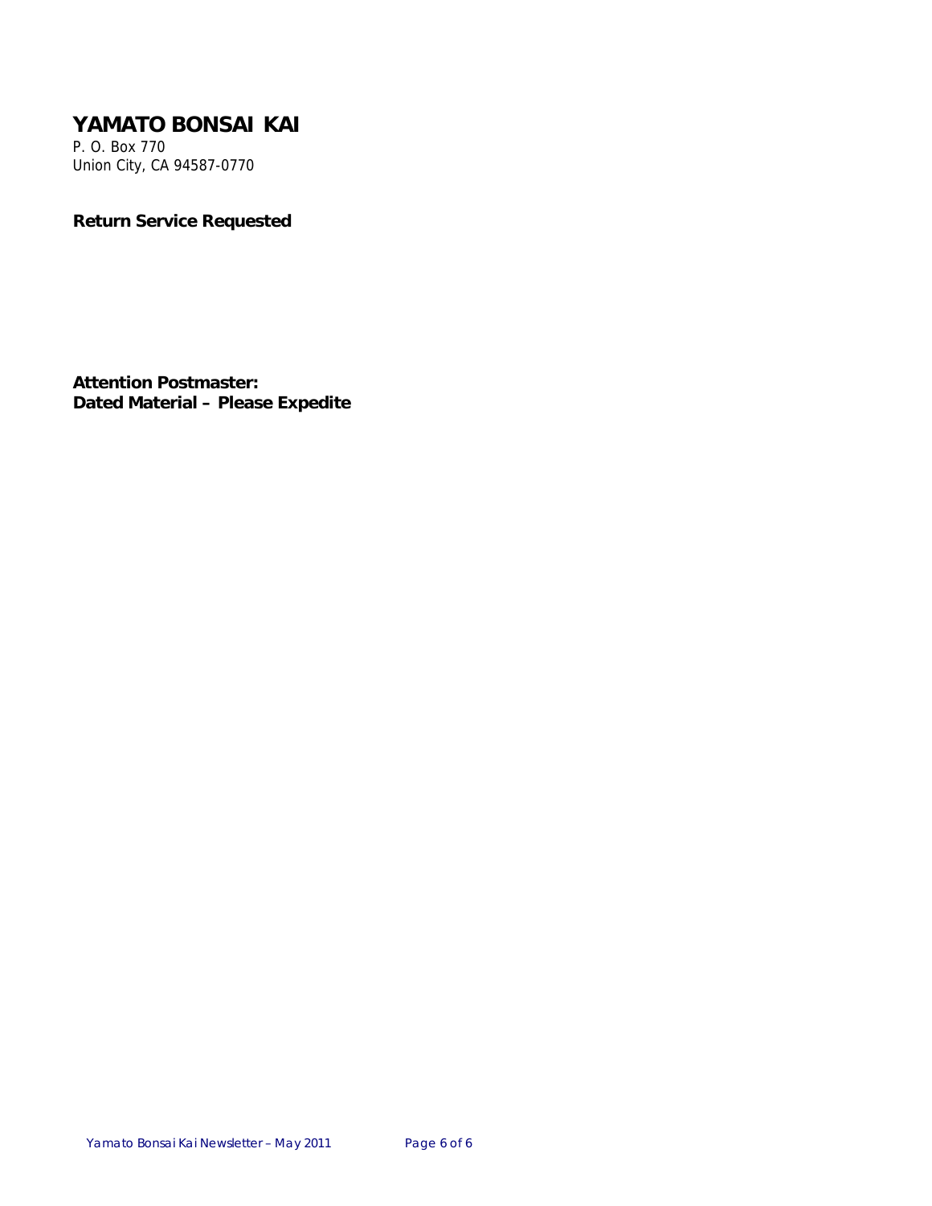**YAMATO BONSAI KAI**

P. O. Box 770
Union City, CA 94587-0770

**Return Service Requested**

**Attention Postmaster:**
**Dated Material – Please Expedite**